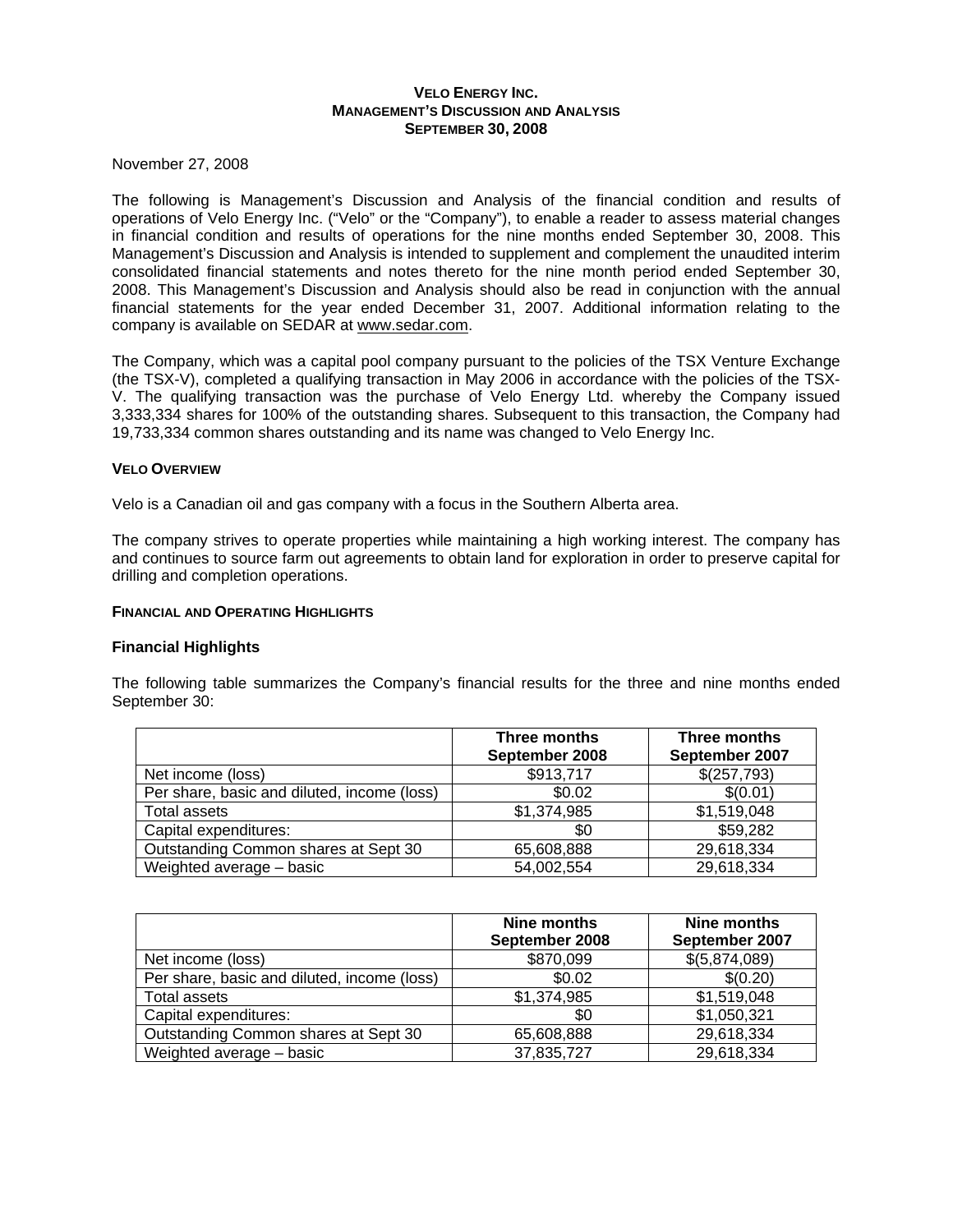# VELO ENERGY INC.
# MANAGEMENT'S DISCUSSION AND ANALYSIS
# SEPTEMBER 30, 2008

November 27, 2008

The following is Management's Discussion and Analysis of the financial condition and results of operations of Velo Energy Inc. ("Velo" or the "Company"), to enable a reader to assess material changes in financial condition and results of operations for the nine months ended September 30, 2008. This Management's Discussion and Analysis is intended to supplement and complement the unaudited interim consolidated financial statements and notes thereto for the nine month period ended September 30, 2008. This Management's Discussion and Analysis should also be read in conjunction with the annual financial statements for the year ended December 31, 2007. Additional information relating to the company is available on SEDAR at www.sedar.com.

The Company, which was a capital pool company pursuant to the policies of the TSX Venture Exchange (the TSX-V), completed a qualifying transaction in May 2006 in accordance with the policies of the TSX-V. The qualifying transaction was the purchase of Velo Energy Ltd. whereby the Company issued 3,333,334 shares for 100% of the outstanding shares. Subsequent to this transaction, the Company had 19,733,334 common shares outstanding and its name was changed to Velo Energy Inc.

## VELO OVERVIEW

Velo is a Canadian oil and gas company with a focus in the Southern Alberta area.

The company strives to operate properties while maintaining a high working interest. The company has and continues to source farm out agreements to obtain land for exploration in order to preserve capital for drilling and completion operations.

## FINANCIAL AND OPERATING HIGHLIGHTS

### Financial Highlights

The following table summarizes the Company's financial results for the three and nine months ended September 30:

| | Three months September 2008 | Three months September 2007 |
|---|---|---|
| Net income (loss) | $913,717 | $(257,793) |
| Per share, basic and diluted, income (loss) | $0.02 | $(0.01) |
| Total assets | $1,374,985 | $1,519,048 |
| Capital expenditures: | $0 | $59,282 |
| Outstanding Common shares at Sept 30 | 65,608,888 | 29,618,334 |
| Weighted average – basic | 54,002,554 | 29,618,334 |

| | Nine months September 2008 | Nine months September 2007 |
|---|---|---|
| Net income (loss) | $870,099 | $(5,874,089) |
| Per share, basic and diluted, income (loss) | $0.02 | $(0.20) |
| Total assets | $1,374,985 | $1,519,048 |
| Capital expenditures: | $0 | $1,050,321 |
| Outstanding Common shares at Sept 30 | 65,608,888 | 29,618,334 |
| Weighted average – basic | 37,835,727 | 29,618,334 |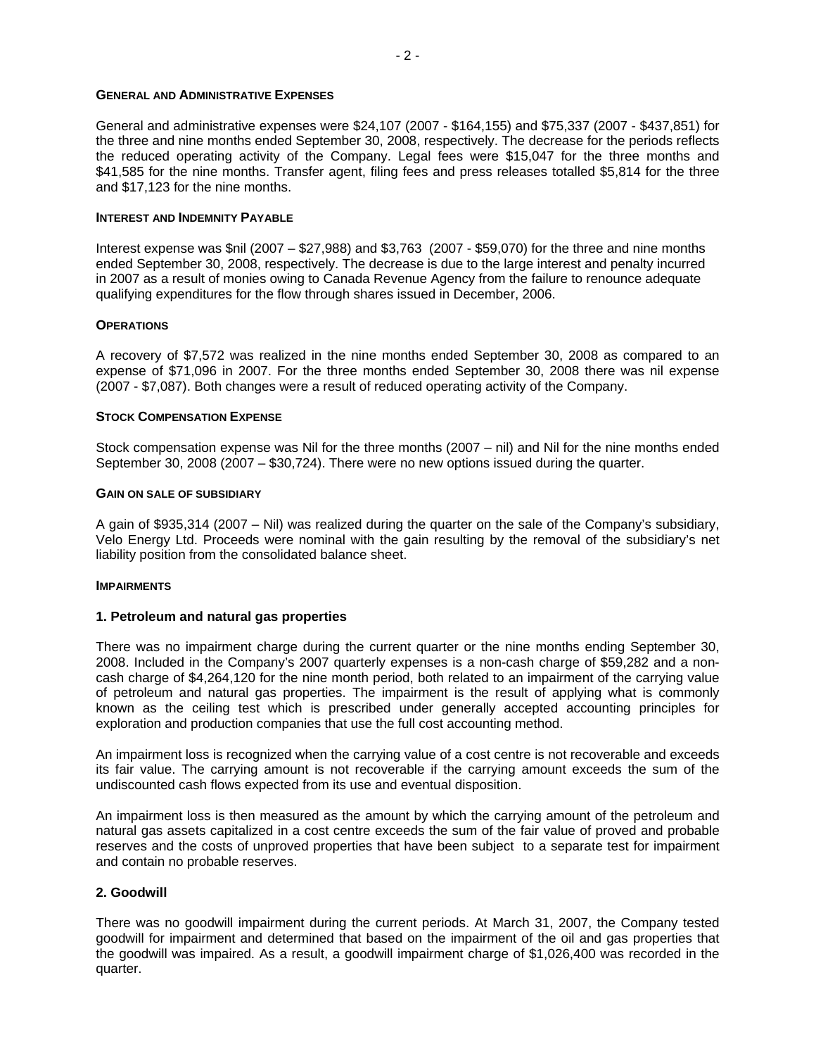## General and Administrative Expenses

General and administrative expenses were $24,107 (2007 - $164,155) and $75,337 (2007 - $437,851) for the three and nine months ended September 30, 2008, respectively. The decrease for the periods reflects the reduced operating activity of the Company. Legal fees were $15,047 for the three months and $41,585 for the nine months. Transfer agent, filing fees and press releases totalled $5,814 for the three and $17,123 for the nine months.

## Interest and Indemnity Payable

Interest expense was $nil (2007 – $27,988) and $3,763 (2007 - $59,070) for the three and nine months ended September 30, 2008, respectively. The decrease is due to the large interest and penalty incurred in 2007 as a result of monies owing to Canada Revenue Agency from the failure to renounce adequate qualifying expenditures for the flow through shares issued in December, 2006.

## Operations

A recovery of $7,572 was realized in the nine months ended September 30, 2008 as compared to an expense of $71,096 in 2007. For the three months ended September 30, 2008 there was nil expense (2007 - $7,087). Both changes were a result of reduced operating activity of the Company.

## Stock Compensation Expense

Stock compensation expense was Nil for the three months (2007 – nil) and Nil for the nine months ended September 30, 2008 (2007 – $30,724). There were no new options issued during the quarter.

## Gain on sale of subsidiary

A gain of $935,314 (2007 – Nil) was realized during the quarter on the sale of the Company's subsidiary, Velo Energy Ltd. Proceeds were nominal with the gain resulting by the removal of the subsidiary's net liability position from the consolidated balance sheet.

## Impairments

### 1. Petroleum and natural gas properties

There was no impairment charge during the current quarter or the nine months ending September 30, 2008. Included in the Company's 2007 quarterly expenses is a non-cash charge of $59,282 and a non-cash charge of $4,264,120 for the nine month period, both related to an impairment of the carrying value of petroleum and natural gas properties. The impairment is the result of applying what is commonly known as the ceiling test which is prescribed under generally accepted accounting principles for exploration and production companies that use the full cost accounting method.

An impairment loss is recognized when the carrying value of a cost centre is not recoverable and exceeds its fair value. The carrying amount is not recoverable if the carrying amount exceeds the sum of the undiscounted cash flows expected from its use and eventual disposition.

An impairment loss is then measured as the amount by which the carrying amount of the petroleum and natural gas assets capitalized in a cost centre exceeds the sum of the fair value of proved and probable reserves and the costs of unproved properties that have been subject to a separate test for impairment and contain no probable reserves.

### 2. Goodwill

There was no goodwill impairment during the current periods. At March 31, 2007, the Company tested goodwill for impairment and determined that based on the impairment of the oil and gas properties that the goodwill was impaired. As a result, a goodwill impairment charge of $1,026,400 was recorded in the quarter.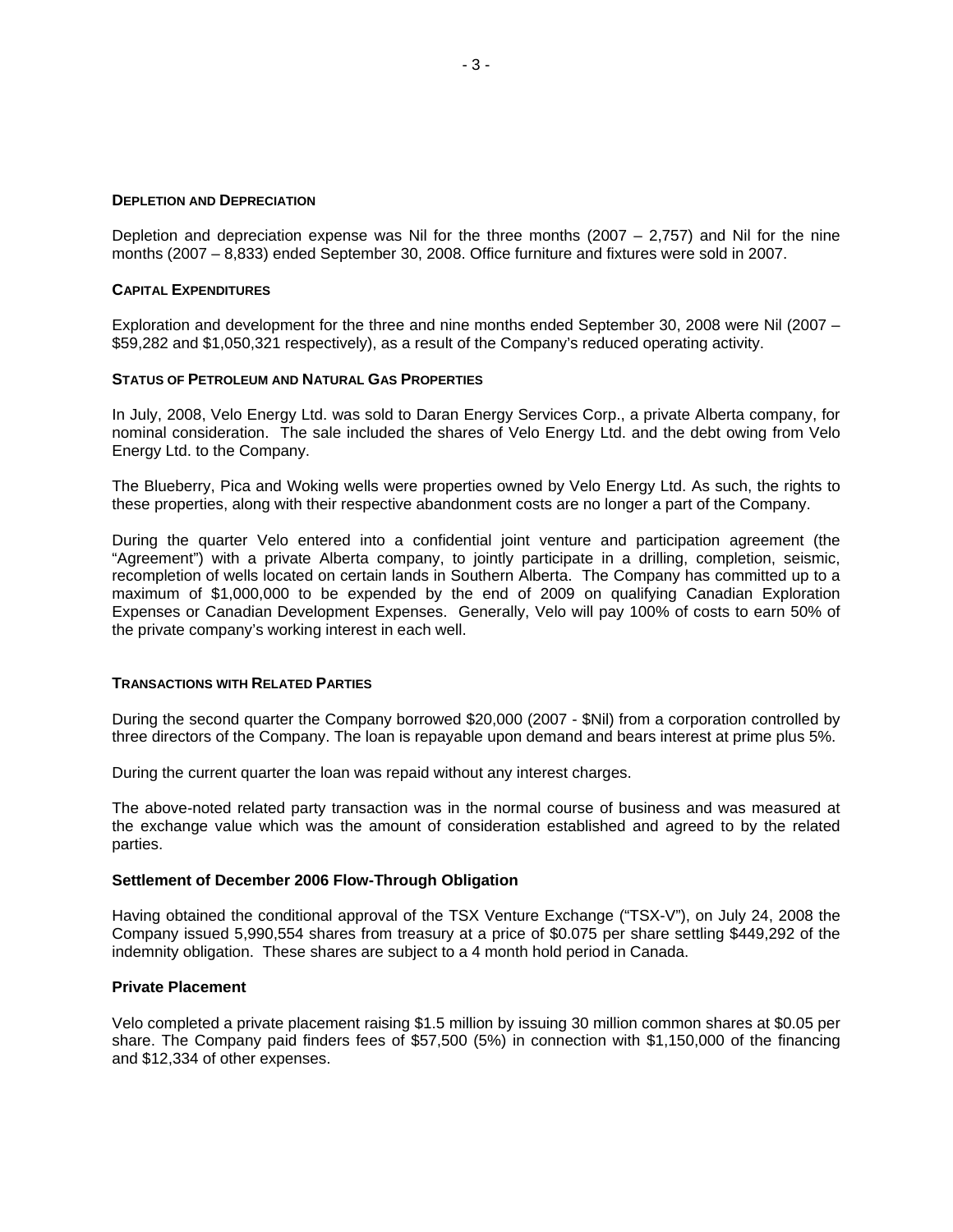**DEPLETION AND DEPRECIATION**

Depletion and depreciation expense was Nil for the three months (2007 – 2,757) and Nil for the nine months (2007 – 8,833) ended September 30, 2008. Office furniture and fixtures were sold in 2007.

**CAPITAL EXPENDITURES**

Exploration and development for the three and nine months ended September 30, 2008 were Nil (2007 – $59,282 and $1,050,321 respectively), as a result of the Company's reduced operating activity.

**STATUS OF PETROLEUM AND NATURAL GAS PROPERTIES**

In July, 2008, Velo Energy Ltd. was sold to Daran Energy Services Corp., a private Alberta company, for nominal consideration. The sale included the shares of Velo Energy Ltd. and the debt owing from Velo Energy Ltd. to the Company.

The Blueberry, Pica and Woking wells were properties owned by Velo Energy Ltd. As such, the rights to these properties, along with their respective abandonment costs are no longer a part of the Company.

During the quarter Velo entered into a confidential joint venture and participation agreement (the "Agreement") with a private Alberta company, to jointly participate in a drilling, completion, seismic, recompletion of wells located on certain lands in Southern Alberta. The Company has committed up to a maximum of $1,000,000 to be expended by the end of 2009 on qualifying Canadian Exploration Expenses or Canadian Development Expenses. Generally, Velo will pay 100% of costs to earn 50% of the private company's working interest in each well.

**TRANSACTIONS WITH RELATED PARTIES**

During the second quarter the Company borrowed $20,000 (2007 - $Nil) from a corporation controlled by three directors of the Company. The loan is repayable upon demand and bears interest at prime plus 5%.

During the current quarter the loan was repaid without any interest charges.

The above-noted related party transaction was in the normal course of business and was measured at the exchange value which was the amount of consideration established and agreed to by the related parties.

**Settlement of December 2006 Flow-Through Obligation**

Having obtained the conditional approval of the TSX Venture Exchange ("TSX-V"), on July 24, 2008 the Company issued 5,990,554 shares from treasury at a price of $0.075 per share settling $449,292 of the indemnity obligation. These shares are subject to a 4 month hold period in Canada.

**Private Placement**

Velo completed a private placement raising $1.5 million by issuing 30 million common shares at $0.05 per share. The Company paid finders fees of $57,500 (5%) in connection with $1,150,000 of the financing and $12,334 of other expenses.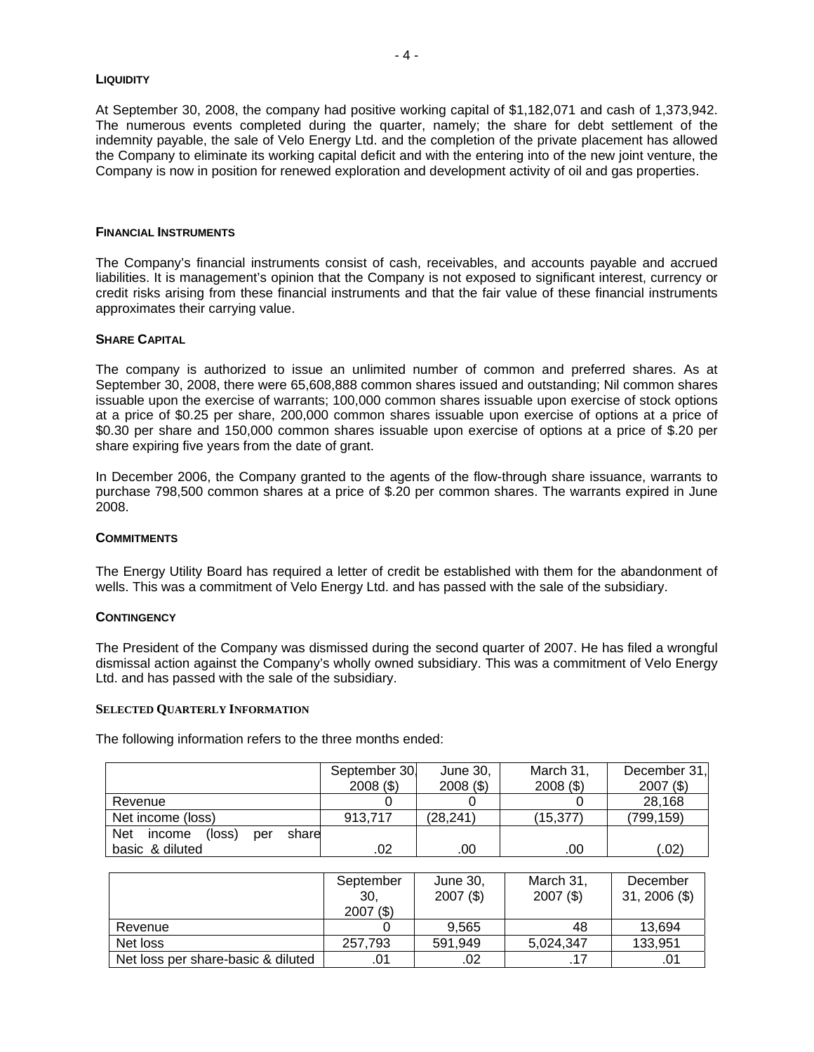## LIQUIDITY

At September 30, 2008, the company had positive working capital of $1,182,071 and cash of 1,373,942. The numerous events completed during the quarter, namely; the share for debt settlement of the indemnity payable, the sale of Velo Energy Ltd. and the completion of the private placement has allowed the Company to eliminate its working capital deficit and with the entering into of the new joint venture, the Company is now in position for renewed exploration and development activity of oil and gas properties.

## FINANCIAL INSTRUMENTS

The Company's financial instruments consist of cash, receivables, and accounts payable and accrued liabilities. It is management's opinion that the Company is not exposed to significant interest, currency or credit risks arising from these financial instruments and that the fair value of these financial instruments approximates their carrying value.

## SHARE CAPITAL

The company is authorized to issue an unlimited number of common and preferred shares. As at September 30, 2008, there were 65,608,888 common shares issued and outstanding; Nil common shares issuable upon the exercise of warrants; 100,000 common shares issuable upon exercise of stock options at a price of $0.25 per share, 200,000 common shares issuable upon exercise of options at a price of $0.30 per share and 150,000 common shares issuable upon exercise of options at a price of $.20 per share expiring five years from the date of grant.

In December 2006, the Company granted to the agents of the flow-through share issuance, warrants to purchase 798,500 common shares at a price of $.20 per common shares. The warrants expired in June 2008.

## COMMITMENTS

The Energy Utility Board has required a letter of credit be established with them for the abandonment of wells. This was a commitment of Velo Energy Ltd. and has passed with the sale of the subsidiary.

## CONTINGENCY

The President of the Company was dismissed during the second quarter of 2007. He has filed a wrongful dismissal action against the Company's wholly owned subsidiary. This was a commitment of Velo Energy Ltd. and has passed with the sale of the subsidiary.

## SELECTED QUARTERLY INFORMATION

The following information refers to the three months ended:

| | September 30, 2008 ($) | June 30, 2008 ($) | March 31, 2008 ($) | December 31, 2007 ($) |
|---|---|---|---|---|
| Revenue | 0 | 0 | 0 | 28,168 |
| Net income (loss) | 913,717 | (28,241) | (15,377) | (799,159) |
| Net income (loss) per share basic & diluted | .02 | .00 | .00 | (.02) |

| | September 30, 2007 ($) | June 30, 2007 ($) | March 31, 2007 ($) | December 31, 2006 ($) |
|---|---|---|---|---|
| Revenue | 0 | 9,565 | 48 | 13,694 |
| Net loss | 257,793 | 591,949 | 5,024,347 | 133,951 |
| Net loss per share-basic & diluted | .01 | .02 | .17 | .01 |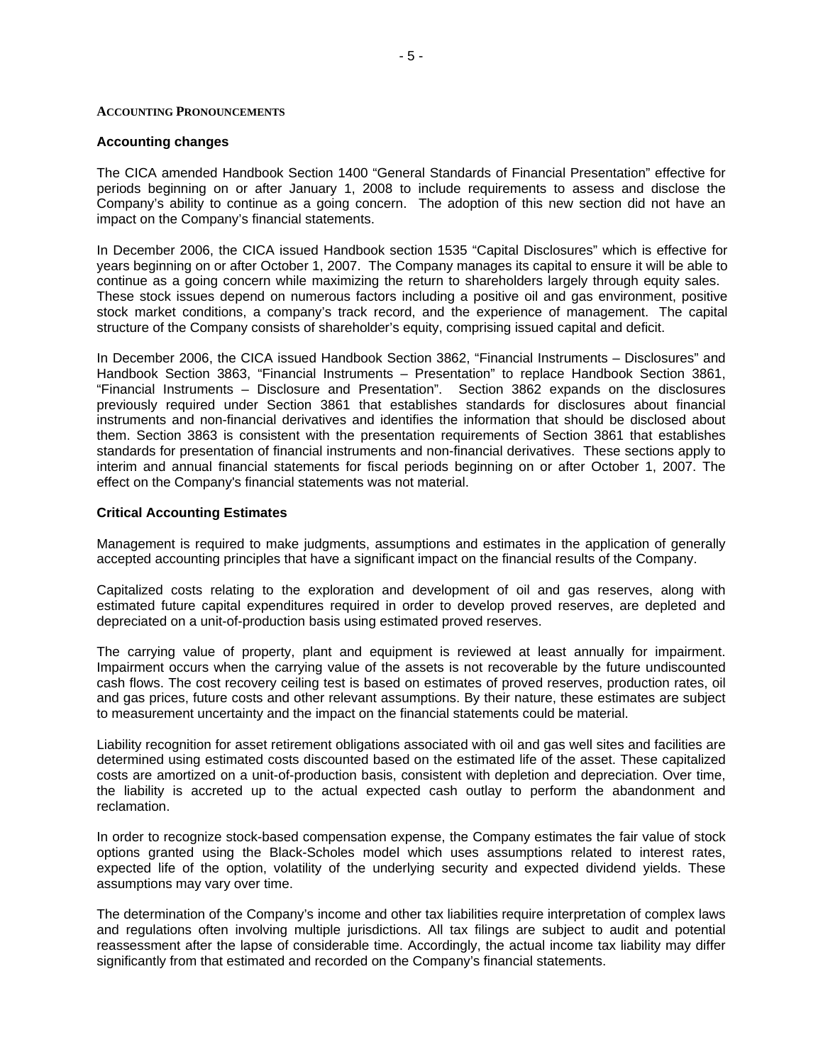## ACCOUNTING PRONOUNCEMENTS

### Accounting changes

The CICA amended Handbook Section 1400 "General Standards of Financial Presentation" effective for periods beginning on or after January 1, 2008 to include requirements to assess and disclose the Company's ability to continue as a going concern. The adoption of this new section did not have an impact on the Company's financial statements.

In December 2006, the CICA issued Handbook section 1535 "Capital Disclosures" which is effective for years beginning on or after October 1, 2007. The Company manages its capital to ensure it will be able to continue as a going concern while maximizing the return to shareholders largely through equity sales. These stock issues depend on numerous factors including a positive oil and gas environment, positive stock market conditions, a company's track record, and the experience of management. The capital structure of the Company consists of shareholder's equity, comprising issued capital and deficit.

In December 2006, the CICA issued Handbook Section 3862, "Financial Instruments – Disclosures" and Handbook Section 3863, "Financial Instruments – Presentation" to replace Handbook Section 3861, "Financial Instruments – Disclosure and Presentation". Section 3862 expands on the disclosures previously required under Section 3861 that establishes standards for disclosures about financial instruments and non-financial derivatives and identifies the information that should be disclosed about them. Section 3863 is consistent with the presentation requirements of Section 3861 that establishes standards for presentation of financial instruments and non-financial derivatives. These sections apply to interim and annual financial statements for fiscal periods beginning on or after October 1, 2007. The effect on the Company's financial statements was not material.

### Critical Accounting Estimates

Management is required to make judgments, assumptions and estimates in the application of generally accepted accounting principles that have a significant impact on the financial results of the Company.

Capitalized costs relating to the exploration and development of oil and gas reserves, along with estimated future capital expenditures required in order to develop proved reserves, are depleted and depreciated on a unit-of-production basis using estimated proved reserves.

The carrying value of property, plant and equipment is reviewed at least annually for impairment. Impairment occurs when the carrying value of the assets is not recoverable by the future undiscounted cash flows. The cost recovery ceiling test is based on estimates of proved reserves, production rates, oil and gas prices, future costs and other relevant assumptions. By their nature, these estimates are subject to measurement uncertainty and the impact on the financial statements could be material.

Liability recognition for asset retirement obligations associated with oil and gas well sites and facilities are determined using estimated costs discounted based on the estimated life of the asset. These capitalized costs are amortized on a unit-of-production basis, consistent with depletion and depreciation. Over time, the liability is accreted up to the actual expected cash outlay to perform the abandonment and reclamation.

In order to recognize stock-based compensation expense, the Company estimates the fair value of stock options granted using the Black-Scholes model which uses assumptions related to interest rates, expected life of the option, volatility of the underlying security and expected dividend yields. These assumptions may vary over time.

The determination of the Company's income and other tax liabilities require interpretation of complex laws and regulations often involving multiple jurisdictions. All tax filings are subject to audit and potential reassessment after the lapse of considerable time. Accordingly, the actual income tax liability may differ significantly from that estimated and recorded on the Company's financial statements.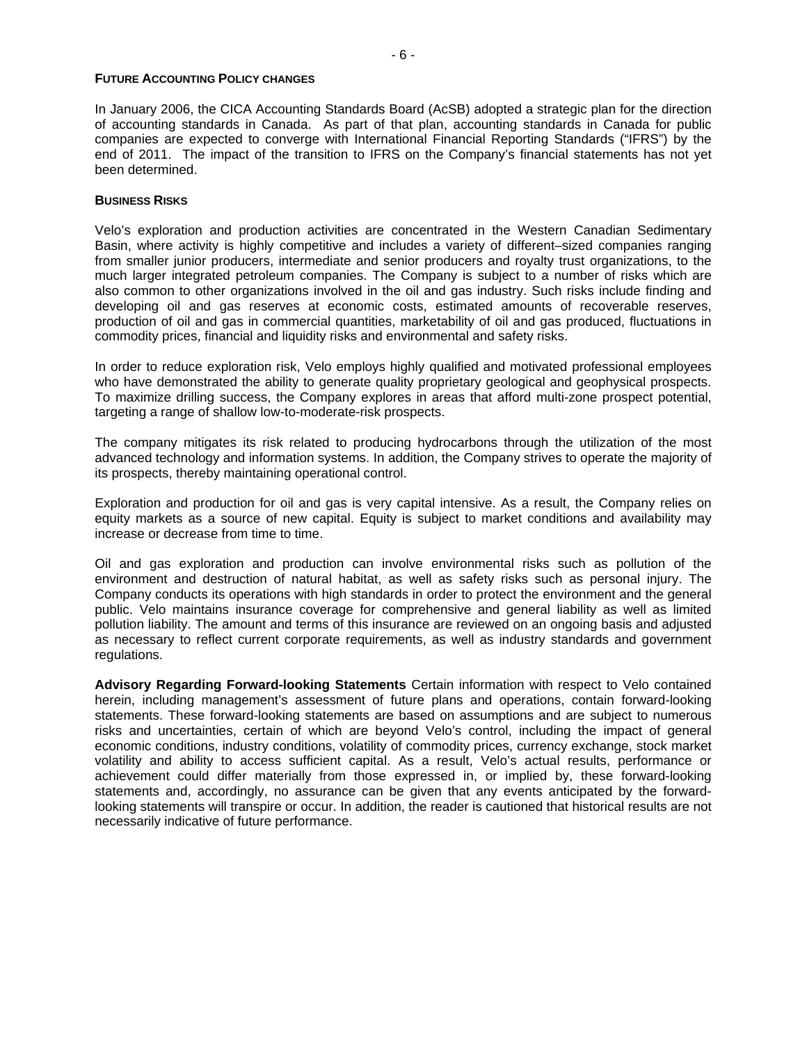## FUTURE ACCOUNTING POLICY CHANGES

In January 2006, the CICA Accounting Standards Board (AcSB) adopted a strategic plan for the direction of accounting standards in Canada. As part of that plan, accounting standards in Canada for public companies are expected to converge with International Financial Reporting Standards ("IFRS") by the end of 2011. The impact of the transition to IFRS on the Company's financial statements has not yet been determined.

## BUSINESS RISKS

Velo's exploration and production activities are concentrated in the Western Canadian Sedimentary Basin, where activity is highly competitive and includes a variety of different–sized companies ranging from smaller junior producers, intermediate and senior producers and royalty trust organizations, to the much larger integrated petroleum companies. The Company is subject to a number of risks which are also common to other organizations involved in the oil and gas industry. Such risks include finding and developing oil and gas reserves at economic costs, estimated amounts of recoverable reserves, production of oil and gas in commercial quantities, marketability of oil and gas produced, fluctuations in commodity prices, financial and liquidity risks and environmental and safety risks.

In order to reduce exploration risk, Velo employs highly qualified and motivated professional employees who have demonstrated the ability to generate quality proprietary geological and geophysical prospects. To maximize drilling success, the Company explores in areas that afford multi-zone prospect potential, targeting a range of shallow low-to-moderate-risk prospects.

The company mitigates its risk related to producing hydrocarbons through the utilization of the most advanced technology and information systems. In addition, the Company strives to operate the majority of its prospects, thereby maintaining operational control.

Exploration and production for oil and gas is very capital intensive. As a result, the Company relies on equity markets as a source of new capital. Equity is subject to market conditions and availability may increase or decrease from time to time.

Oil and gas exploration and production can involve environmental risks such as pollution of the environment and destruction of natural habitat, as well as safety risks such as personal injury. The Company conducts its operations with high standards in order to protect the environment and the general public. Velo maintains insurance coverage for comprehensive and general liability as well as limited pollution liability. The amount and terms of this insurance are reviewed on an ongoing basis and adjusted as necessary to reflect current corporate requirements, as well as industry standards and government regulations.

**Advisory Regarding Forward-looking Statements** Certain information with respect to Velo contained herein, including management's assessment of future plans and operations, contain forward-looking statements. These forward-looking statements are based on assumptions and are subject to numerous risks and uncertainties, certain of which are beyond Velo's control, including the impact of general economic conditions, industry conditions, volatility of commodity prices, currency exchange, stock market volatility and ability to access sufficient capital. As a result, Velo's actual results, performance or achievement could differ materially from those expressed in, or implied by, these forward-looking statements and, accordingly, no assurance can be given that any events anticipated by the forward-looking statements will transpire or occur. In addition, the reader is cautioned that historical results are not necessarily indicative of future performance.